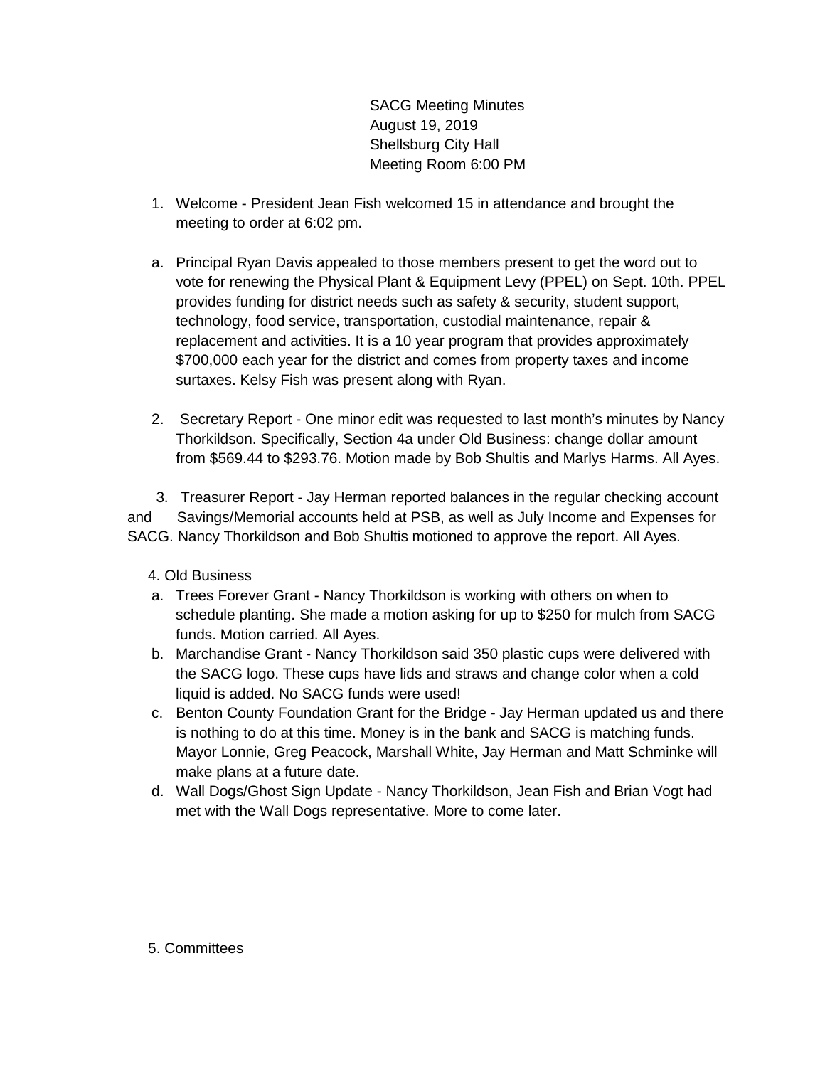SACG Meeting Minutes
August 19, 2019
Shellsburg City Hall
Meeting Room 6:00 PM

1. Welcome - President Jean Fish welcomed 15 in attendance and brought the meeting to order at 6:02 pm.

a. Principal Ryan Davis appealed to those members present to get the word out to vote for renewing the Physical Plant & Equipment Levy (PPEL) on Sept. 10th. PPEL provides funding for district needs such as safety & security, student support, technology, food service, transportation, custodial maintenance, repair & replacement and activities. It is a 10 year program that provides approximately $700,000 each year for the district and comes from property taxes and income surtaxes. Kelsy Fish was present along with Ryan.

2. Secretary Report - One minor edit was requested to last month's minutes by Nancy Thorkildson. Specifically, Section 4a under Old Business: change dollar amount from $569.44 to $293.76. Motion made by Bob Shultis and Marlys Harms. All Ayes.

3. Treasurer Report - Jay Herman reported balances in the regular checking account and Savings/Memorial accounts held at PSB, as well as July Income and Expenses for SACG. Nancy Thorkildson and Bob Shultis motioned to approve the report. All Ayes.

4. Old Business

a. Trees Forever Grant - Nancy Thorkildson is working with others on when to schedule planting. She made a motion asking for up to $250 for mulch from SACG funds. Motion carried. All Ayes.
b. Marchandise Grant - Nancy Thorkildson said 350 plastic cups were delivered with the SACG logo. These cups have lids and straws and change color when a cold liquid is added. No SACG funds were used!
c. Benton County Foundation Grant for the Bridge - Jay Herman updated us and there is nothing to do at this time. Money is in the bank and SACG is matching funds. Mayor Lonnie, Greg Peacock, Marshall White, Jay Herman and Matt Schminke will make plans at a future date.
d. Wall Dogs/Ghost Sign Update - Nancy Thorkildson, Jean Fish and Brian Vogt had met with the Wall Dogs representative. More to come later.

5. Committees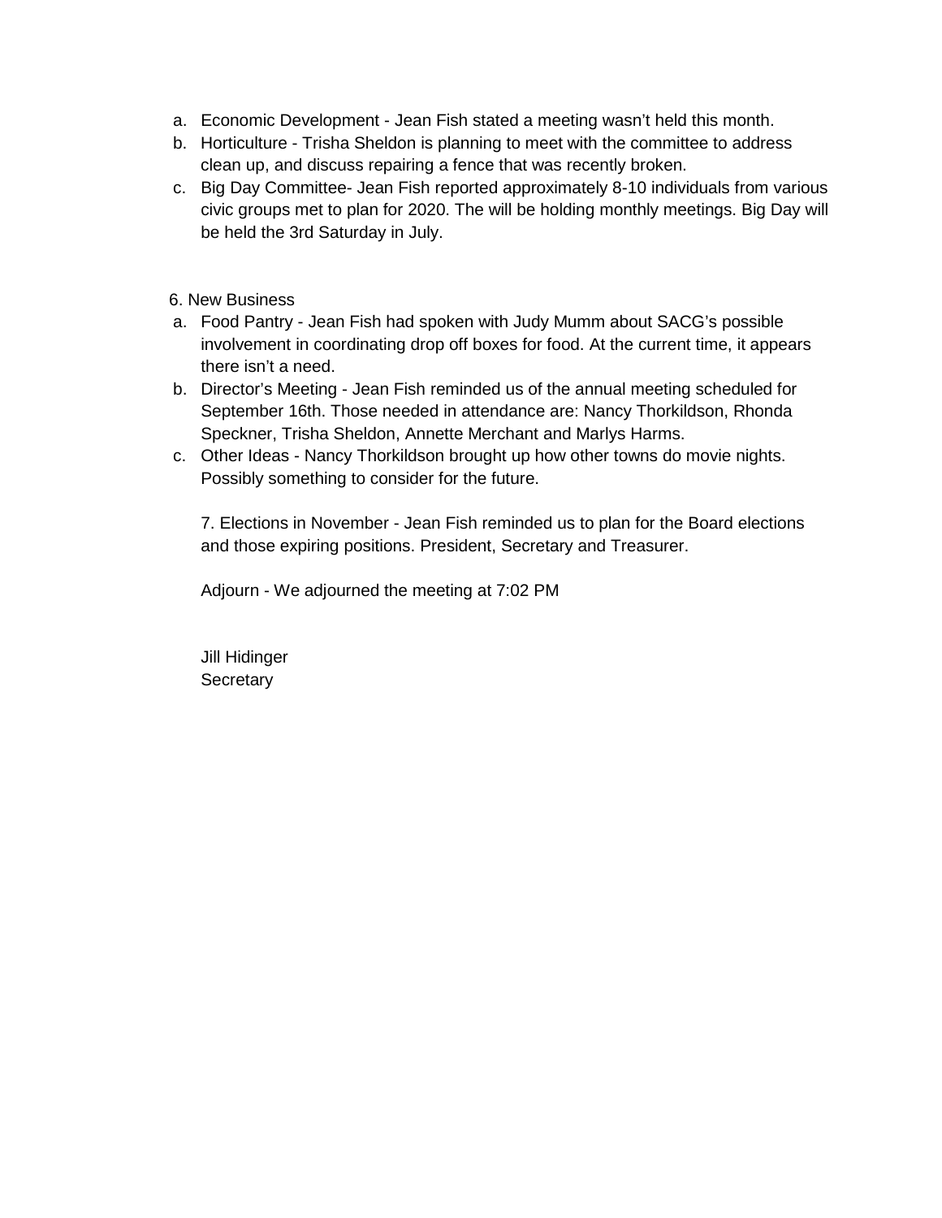a. Economic Development - Jean Fish stated a meeting wasn't held this month.
b. Horticulture - Trisha Sheldon is planning to meet with the committee to address clean up, and discuss repairing a fence that was recently broken.
c. Big Day Committee- Jean Fish reported approximately 8-10 individuals from various civic groups met to plan for 2020. The will be holding monthly meetings. Big Day will be held the 3rd Saturday in July.

6. New Business

a. Food Pantry - Jean Fish had spoken with Judy Mumm about SACG's possible involvement in coordinating drop off boxes for food. At the current time, it appears there isn't a need.
b. Director's Meeting - Jean Fish reminded us of the annual meeting scheduled for September 16th. Those needed in attendance are: Nancy Thorkildson, Rhonda Speckner, Trisha Sheldon, Annette Merchant and Marlys Harms.
c. Other Ideas - Nancy Thorkildson brought up how other towns do movie nights. Possibly something to consider for the future.

7. Elections in November - Jean Fish reminded us to plan for the Board elections and those expiring positions. President, Secretary and Treasurer.

Adjourn - We adjourned the meeting at 7:02 PM

Jill Hidinger
Secretary